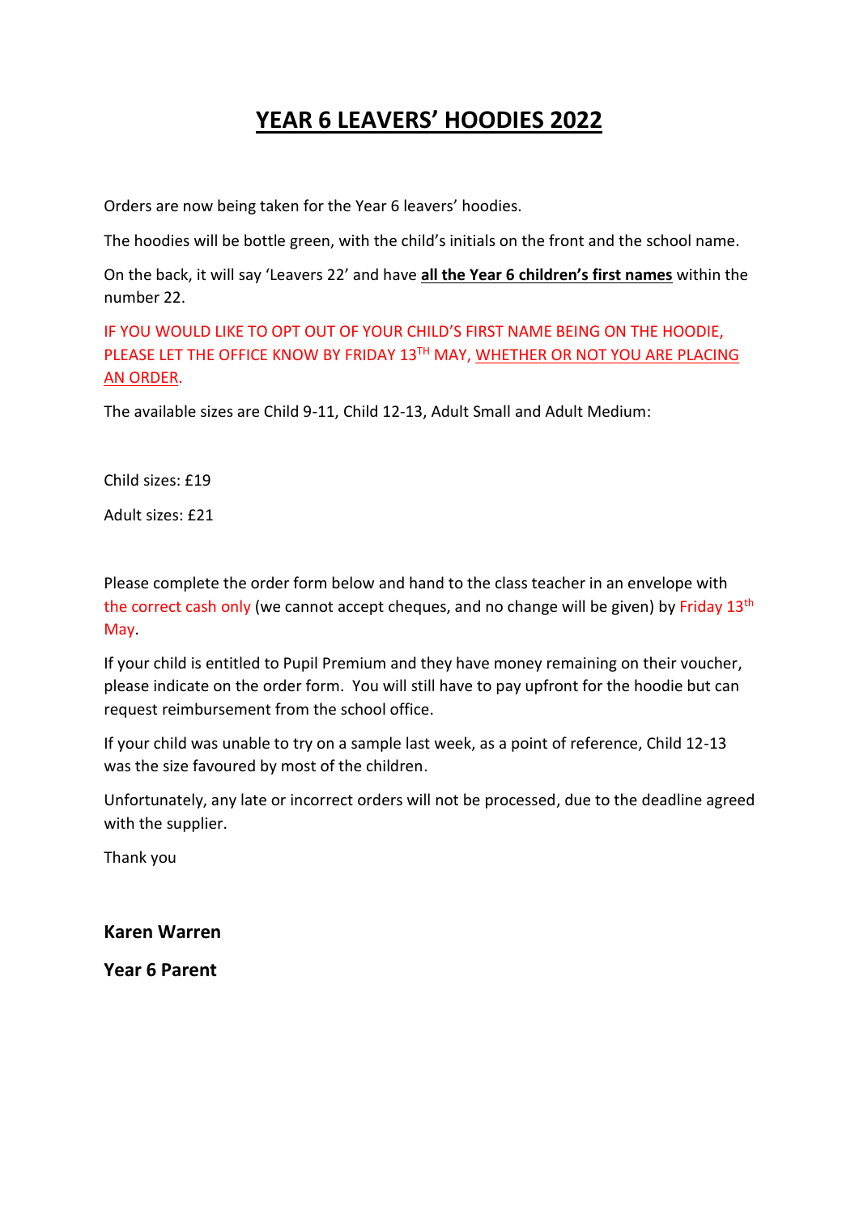# YEAR 6 LEAVERS' HOODIES 2022

Orders are now being taken for the Year 6 leavers' hoodies.

The hoodies will be bottle green, with the child's initials on the front and the school name.

On the back, it will say 'Leavers 22' and have **all the Year 6 children's first names** within the number 22.

IF YOU WOULD LIKE TO OPT OUT OF YOUR CHILD'S FIRST NAME BEING ON THE HOODIE, PLEASE LET THE OFFICE KNOW BY FRIDAY 13TH MAY, WHETHER OR NOT YOU ARE PLACING AN ORDER.

The available sizes are Child 9-11, Child 12-13, Adult Small and Adult Medium:

Child sizes: £19

Adult sizes: £21

Please complete the order form below and hand to the class teacher in an envelope with the correct cash only (we cannot accept cheques, and no change will be given) by Friday 13th May.

If your child is entitled to Pupil Premium and they have money remaining on their voucher, please indicate on the order form. You will still have to pay upfront for the hoodie but can request reimbursement from the school office.

If your child was unable to try on a sample last week, as a point of reference, Child 12-13 was the size favoured by most of the children.

Unfortunately, any late or incorrect orders will not be processed, due to the deadline agreed with the supplier.

Thank you

**Karen Warren**

**Year 6 Parent**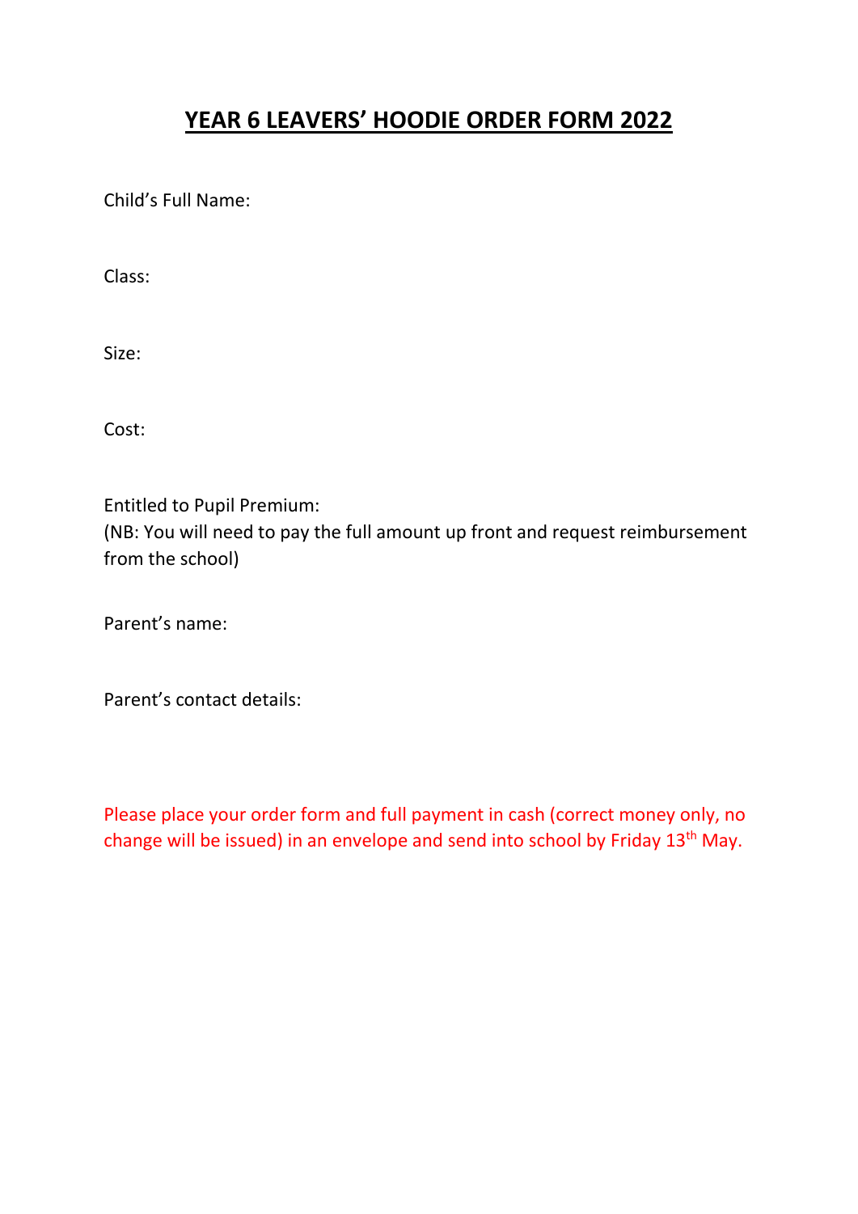# YEAR 6 LEAVERS' HOODIE ORDER FORM 2022

Child's Full Name:

Class:

Size:

Cost:

Entitled to Pupil Premium:
(NB: You will need to pay the full amount up front and request reimbursement from the school)

Parent's name:

Parent's contact details:

Please place your order form and full payment in cash (correct money only, no change will be issued) in an envelope and send into school by Friday 13th May.